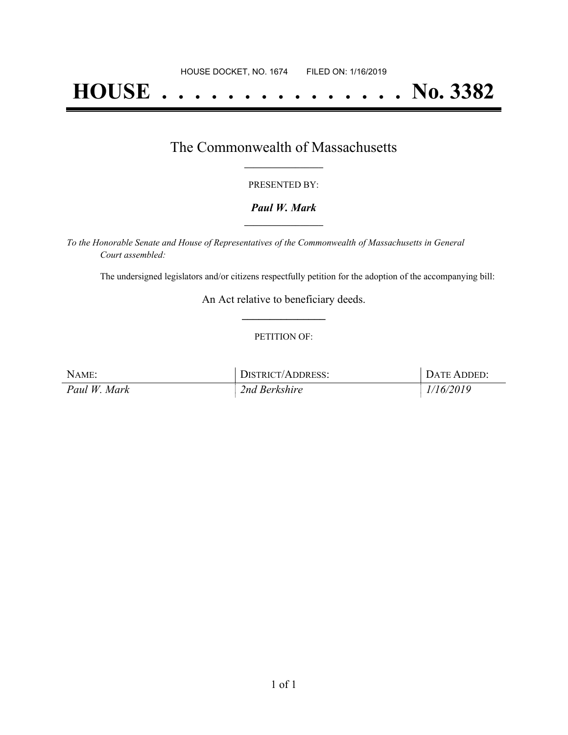HOUSE DOCKET, NO. 1674 FILED ON: 1/16/2019

# HOUSE . . . . . . . . . . . . . . . No. 3382

## The Commonwealth of Massachusetts

PRESENTED BY:

***Paul W. Mark***

*To the Honorable Senate and House of Representatives of the Commonwealth of Massachusetts in General Court assembled:*

The undersigned legislators and/or citizens respectfully petition for the adoption of the accompanying bill:

An Act relative to beneficiary deeds.

PETITION OF:

| NAME: | DISTRICT/ADDRESS: | DATE ADDED: |
|---|---|---|
| *Paul W. Mark* | *2nd Berkshire* | *1/16/2019* |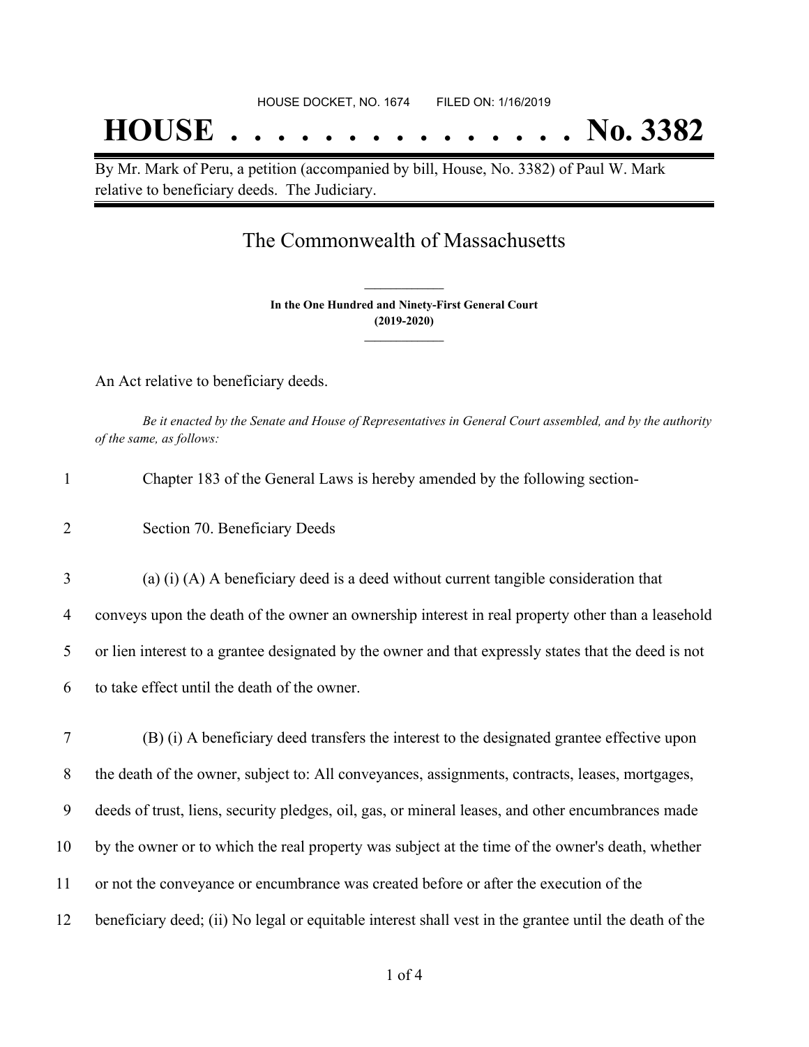HOUSE DOCKET, NO. 1674 FILED ON: 1/16/2019

# HOUSE . . . . . . . . . . . . . . . No. 3382

By Mr. Mark of Peru, a petition (accompanied by bill, House, No. 3382) of Paul W. Mark relative to beneficiary deeds. The Judiciary.

## The Commonwealth of Massachusetts

**In the One Hundred and Ninety-First General Court**
**(2019-2020)**

An Act relative to beneficiary deeds.

*Be it enacted by the Senate and House of Representatives in General Court assembled, and by the authority of the same, as follows:*

1 Chapter 183 of the General Laws is hereby amended by the following section-

2 Section 70. Beneficiary Deeds

3 (a) (i) (A) A beneficiary deed is a deed without current tangible consideration that
4 conveys upon the death of the owner an ownership interest in real property other than a leasehold
5 or lien interest to a grantee designated by the owner and that expressly states that the deed is not
6 to take effect until the death of the owner.

7 (B) (i) A beneficiary deed transfers the interest to the designated grantee effective upon
8 the death of the owner, subject to: All conveyances, assignments, contracts, leases, mortgages,
9 deeds of trust, liens, security pledges, oil, gas, or mineral leases, and other encumbrances made
10 by the owner or to which the real property was subject at the time of the owner's death, whether
11 or not the conveyance or encumbrance was created before or after the execution of the
12 beneficiary deed; (ii) No legal or equitable interest shall vest in the grantee until the death of the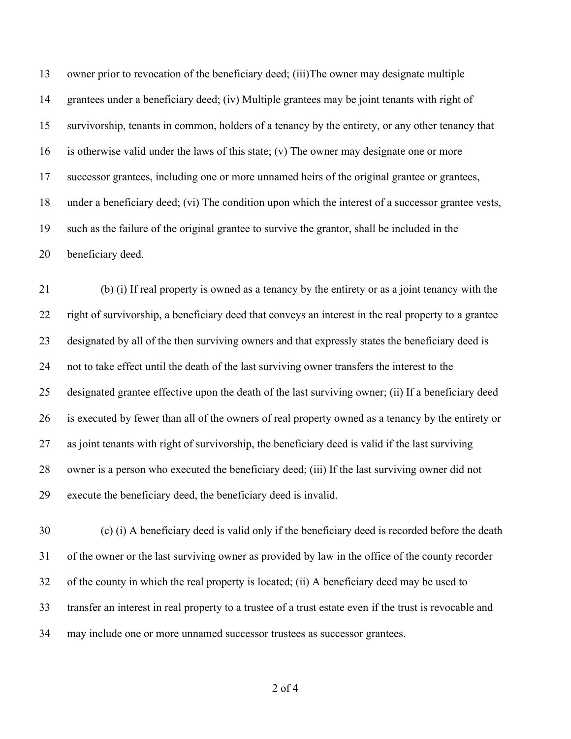owner prior to revocation of the beneficiary deed; (iii)The owner may designate multiple grantees under a beneficiary deed; (iv) Multiple grantees may be joint tenants with right of survivorship, tenants in common, holders of a tenancy by the entirety, or any other tenancy that is otherwise valid under the laws of this state; (v) The owner may designate one or more successor grantees, including one or more unnamed heirs of the original grantee or grantees, under a beneficiary deed; (vi) The condition upon which the interest of a successor grantee vests, such as the failure of the original grantee to survive the grantor, shall be included in the beneficiary deed.

(b) (i) If real property is owned as a tenancy by the entirety or as a joint tenancy with the right of survivorship, a beneficiary deed that conveys an interest in the real property to a grantee designated by all of the then surviving owners and that expressly states the beneficiary deed is not to take effect until the death of the last surviving owner transfers the interest to the designated grantee effective upon the death of the last surviving owner; (ii) If a beneficiary deed is executed by fewer than all of the owners of real property owned as a tenancy by the entirety or as joint tenants with right of survivorship, the beneficiary deed is valid if the last surviving owner is a person who executed the beneficiary deed; (iii) If the last surviving owner did not execute the beneficiary deed, the beneficiary deed is invalid.

(c) (i) A beneficiary deed is valid only if the beneficiary deed is recorded before the death of the owner or the last surviving owner as provided by law in the office of the county recorder of the county in which the real property is located; (ii) A beneficiary deed may be used to transfer an interest in real property to a trustee of a trust estate even if the trust is revocable and may include one or more unnamed successor trustees as successor grantees.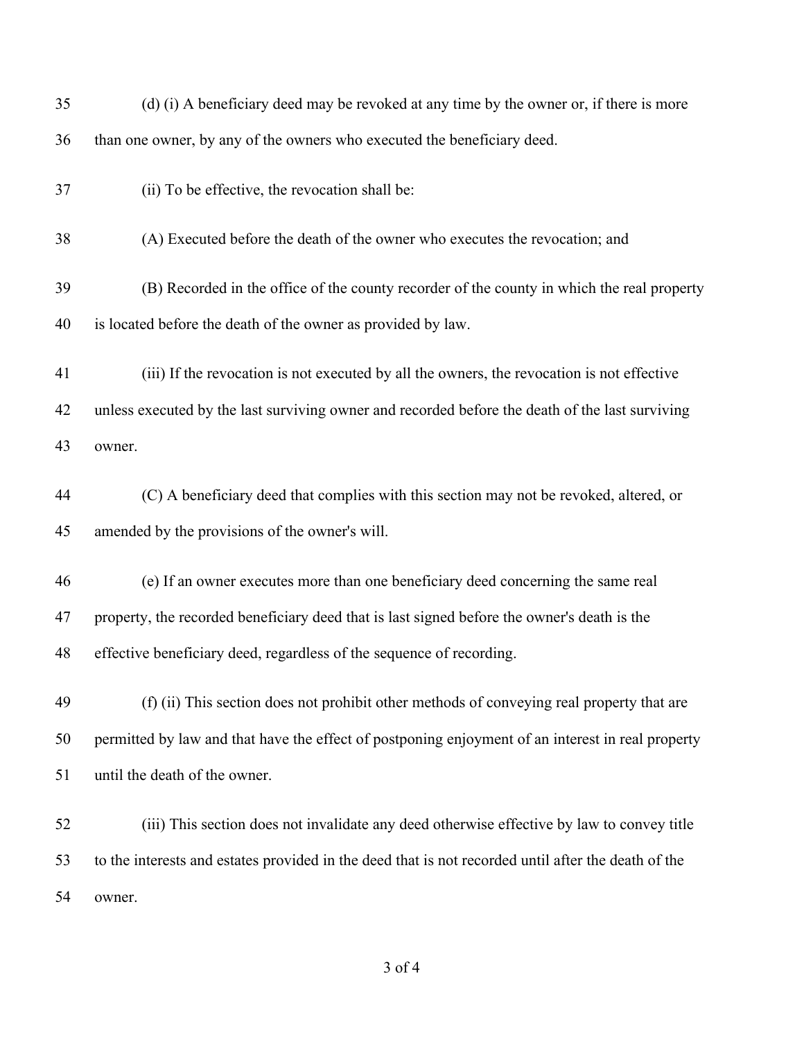35 (d) (i) A beneficiary deed may be revoked at any time by the owner or, if there is more

36 than one owner, by any of the owners who executed the beneficiary deed.

37 (ii) To be effective, the revocation shall be:

38 (A) Executed before the death of the owner who executes the revocation; and

39 (B) Recorded in the office of the county recorder of the county in which the real property

40 is located before the death of the owner as provided by law.

41 (iii) If the revocation is not executed by all the owners, the revocation is not effective

42 unless executed by the last surviving owner and recorded before the death of the last surviving

43 owner.

44 (C) A beneficiary deed that complies with this section may not be revoked, altered, or

45 amended by the provisions of the owner's will.

46 (e) If an owner executes more than one beneficiary deed concerning the same real

47 property, the recorded beneficiary deed that is last signed before the owner's death is the

48 effective beneficiary deed, regardless of the sequence of recording.

49 (f) (ii) This section does not prohibit other methods of conveying real property that are

50 permitted by law and that have the effect of postponing enjoyment of an interest in real property

51 until the death of the owner.

52 (iii) This section does not invalidate any deed otherwise effective by law to convey title

53 to the interests and estates provided in the deed that is not recorded until after the death of the

54 owner.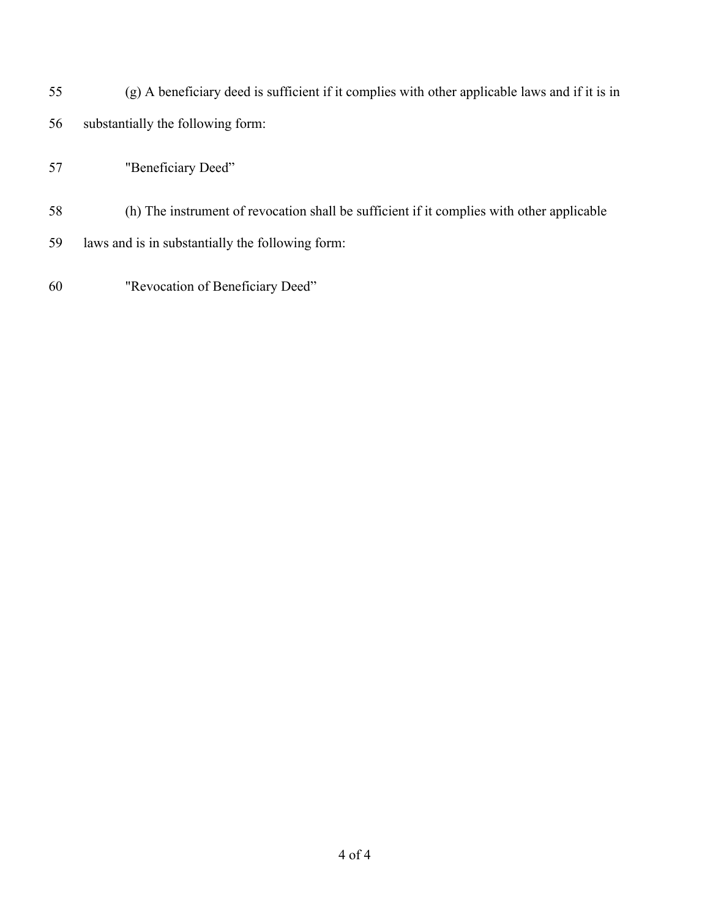(g) A beneficiary deed is sufficient if it complies with other applicable laws and if it is in substantially the following form:

"Beneficiary Deed”

(h) The instrument of revocation shall be sufficient if it complies with other applicable laws and is in substantially the following form:

"Revocation of Beneficiary Deed”